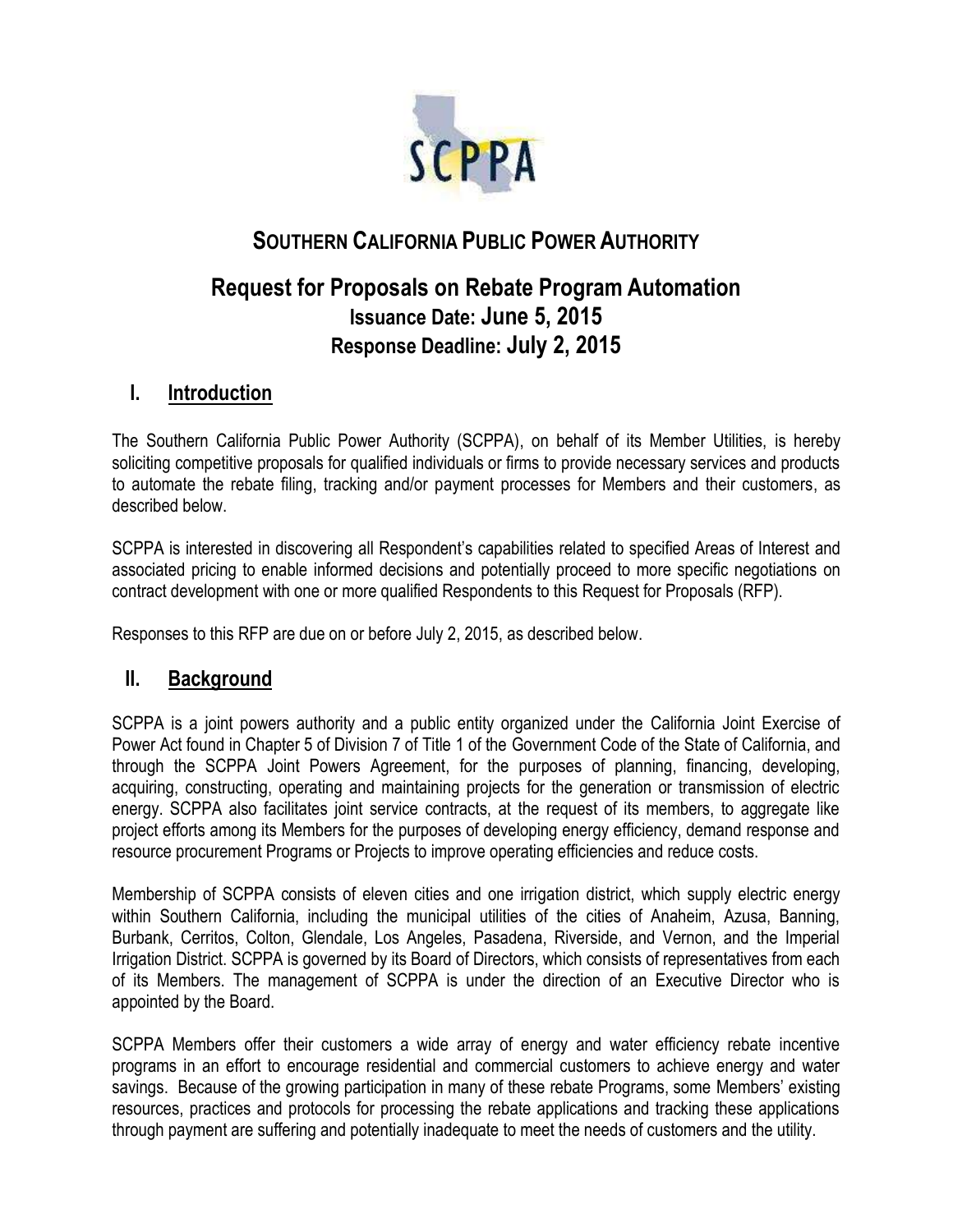# SOUTHERN CALIFORNIA PUBLIC POWER AUTHORITY

## Request for Proposals on Rebate Program Automation

**Issuance Date: June 5, 2015**

**Response Deadline: July 2, 2015**

## I. Introduction

The Southern California Public Power Authority (SCPPA), on behalf of its Member Utilities, is hereby soliciting competitive proposals for qualified individuals or firms to provide necessary services and products to automate the rebate filing, tracking and/or payment processes for Members and their customers, as described below.

SCPPA is interested in discovering all Respondent's capabilities related to specified Areas of Interest and associated pricing to enable informed decisions and potentially proceed to more specific negotiations on contract development with one or more qualified Respondents to this Request for Proposals (RFP).

Responses to this RFP are due on or before July 2, 2015, as described below.

## II. Background

SCPPA is a joint powers authority and a public entity organized under the California Joint Exercise of Power Act found in Chapter 5 of Division 7 of Title 1 of the Government Code of the State of California, and through the SCPPA Joint Powers Agreement, for the purposes of planning, financing, developing, acquiring, constructing, operating and maintaining projects for the generation or transmission of electric energy. SCPPA also facilitates joint service contracts, at the request of its members, to aggregate like project efforts among its Members for the purposes of developing energy efficiency, demand response and resource procurement Programs or Projects to improve operating efficiencies and reduce costs.

Membership of SCPPA consists of eleven cities and one irrigation district, which supply electric energy within Southern California, including the municipal utilities of the cities of Anaheim, Azusa, Banning, Burbank, Cerritos, Colton, Glendale, Los Angeles, Pasadena, Riverside, and Vernon, and the Imperial Irrigation District. SCPPA is governed by its Board of Directors, which consists of representatives from each of its Members. The management of SCPPA is under the direction of an Executive Director who is appointed by the Board.

SCPPA Members offer their customers a wide array of energy and water efficiency rebate incentive programs in an effort to encourage residential and commercial customers to achieve energy and water savings. Because of the growing participation in many of these rebate Programs, some Members' existing resources, practices and protocols for processing the rebate applications and tracking these applications through payment are suffering and potentially inadequate to meet the needs of customers and the utility.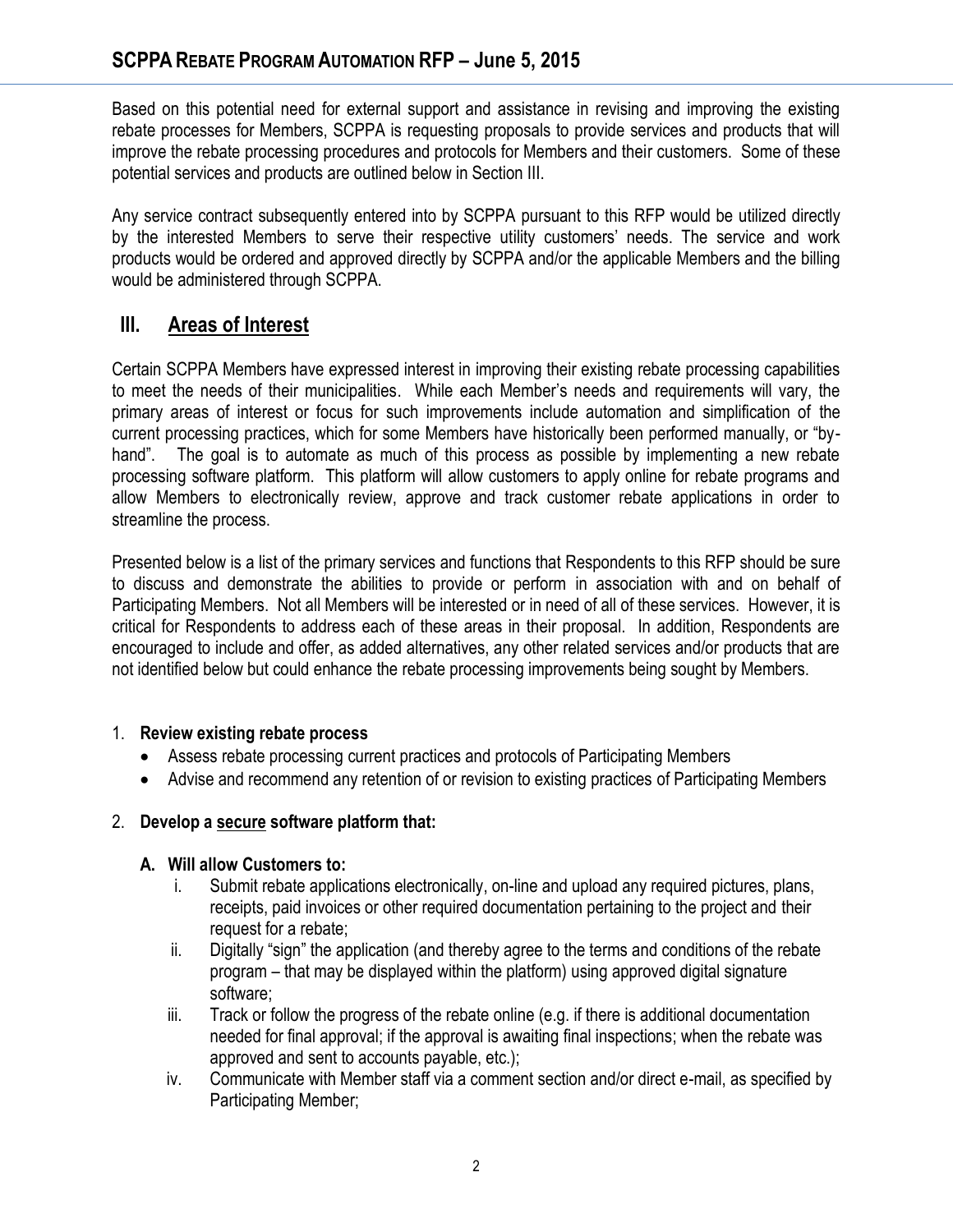Based on this potential need for external support and assistance in revising and improving the existing rebate processes for Members, SCPPA is requesting proposals to provide services and products that will improve the rebate processing procedures and protocols for Members and their customers. Some of these potential services and products are outlined below in Section III.

Any service contract subsequently entered into by SCPPA pursuant to this RFP would be utilized directly by the interested Members to serve their respective utility customers' needs. The service and work products would be ordered and approved directly by SCPPA and/or the applicable Members and the billing would be administered through SCPPA.

## III. <u>Areas of Interest</u>

Certain SCPPA Members have expressed interest in improving their existing rebate processing capabilities to meet the needs of their municipalities. While each Member's needs and requirements will vary, the primary areas of interest or focus for such improvements include automation and simplification of the current processing practices, which for some Members have historically been performed manually, or "by-hand". The goal is to automate as much of this process as possible by implementing a new rebate processing software platform. This platform will allow customers to apply online for rebate programs and allow Members to electronically review, approve and track customer rebate applications in order to streamline the process.

Presented below is a list of the primary services and functions that Respondents to this RFP should be sure to discuss and demonstrate the abilities to provide or perform in association with and on behalf of Participating Members. Not all Members will be interested or in need of all of these services. However, it is critical for Respondents to address each of these areas in their proposal. In addition, Respondents are encouraged to include and offer, as added alternatives, any other related services and/or products that are not identified below but could enhance the rebate processing improvements being sought by Members.

1. **Review existing rebate process**
   - Assess rebate processing current practices and protocols of Participating Members
   - Advise and recommend any retention of or revision to existing practices of Participating Members

2. **Develop a <u>secure</u> software platform that:**

   **A. Will allow Customers to:**

   i. Submit rebate applications electronically, on-line and upload any required pictures, plans, receipts, paid invoices or other required documentation pertaining to the project and their request for a rebate;

   ii. Digitally "sign" the application (and thereby agree to the terms and conditions of the rebate program – that may be displayed within the platform) using approved digital signature software;

   iii. Track or follow the progress of the rebate online (e.g. if there is additional documentation needed for final approval; if the approval is awaiting final inspections; when the rebate was approved and sent to accounts payable, etc.);

   iv. Communicate with Member staff via a comment section and/or direct e-mail, as specified by Participating Member;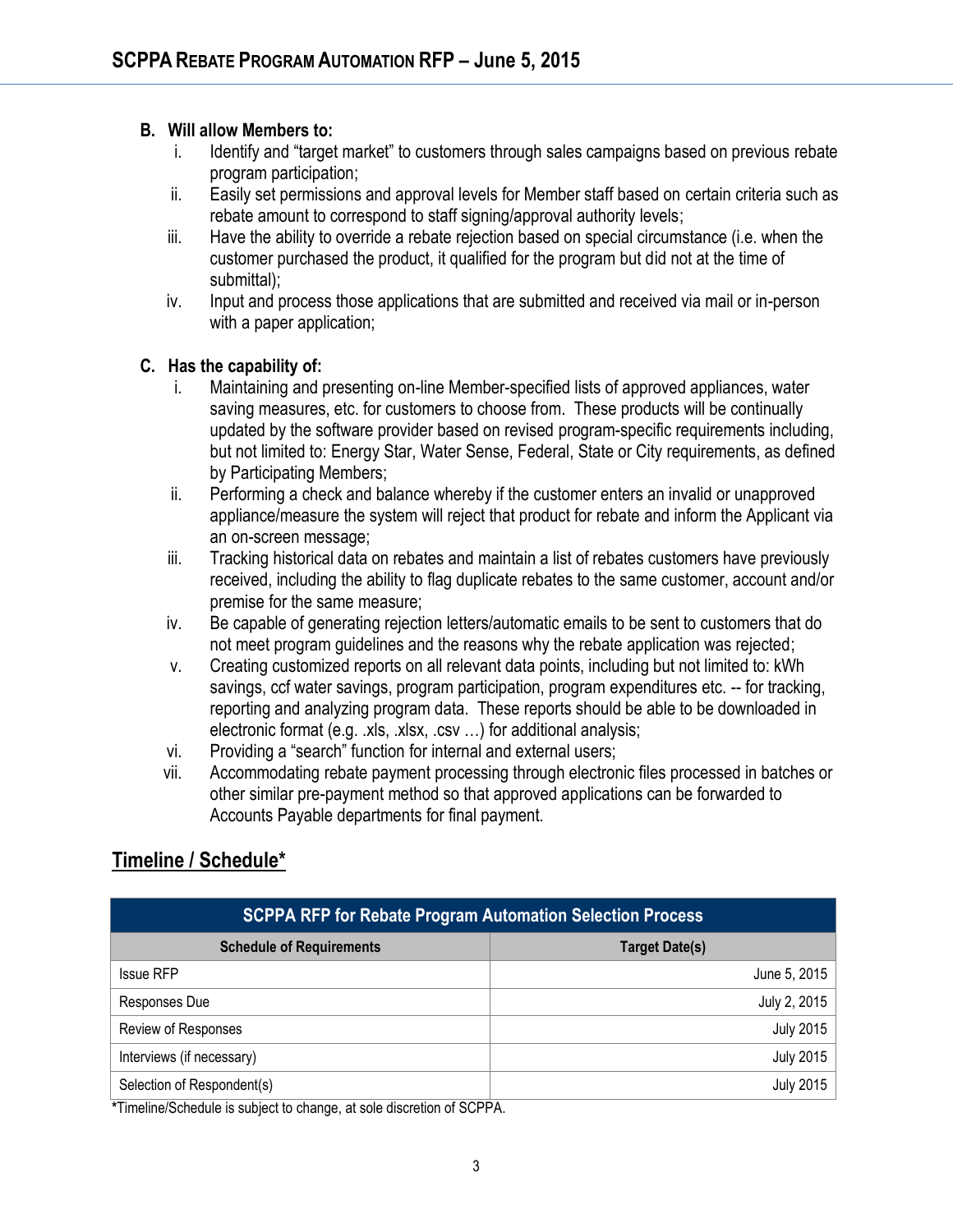**B. Will allow Members to:**

i. Identify and "target market" to customers through sales campaigns based on previous rebate program participation;
ii. Easily set permissions and approval levels for Member staff based on certain criteria such as rebate amount to correspond to staff signing/approval authority levels;
iii. Have the ability to override a rebate rejection based on special circumstance (i.e. when the customer purchased the product, it qualified for the program but did not at the time of submittal);
iv. Input and process those applications that are submitted and received via mail or in-person with a paper application;

**C. Has the capability of:**

i. Maintaining and presenting on-line Member-specified lists of approved appliances, water saving measures, etc. for customers to choose from. These products will be continually updated by the software provider based on revised program-specific requirements including, but not limited to: Energy Star, Water Sense, Federal, State or City requirements, as defined by Participating Members;
ii. Performing a check and balance whereby if the customer enters an invalid or unapproved appliance/measure the system will reject that product for rebate and inform the Applicant via an on-screen message;
iii. Tracking historical data on rebates and maintain a list of rebates customers have previously received, including the ability to flag duplicate rebates to the same customer, account and/or premise for the same measure;
iv. Be capable of generating rejection letters/automatic emails to be sent to customers that do not meet program guidelines and the reasons why the rebate application was rejected;
v. Creating customized reports on all relevant data points, including but not limited to: kWh savings, ccf water savings, program participation, program expenditures etc. -- for tracking, reporting and analyzing program data. These reports should be able to be downloaded in electronic format (e.g. .xls, .xlsx, .csv …) for additional analysis;
vi. Providing a "search" function for internal and external users;
vii. Accommodating rebate payment processing through electronic files processed in batches or other similar pre-payment method so that approved applications can be forwarded to Accounts Payable departments for final payment.

## Timeline / Schedule*

| SCPPA RFP for Rebate Program Automation Selection Process | |
|---|---|
| **Schedule of Requirements** | **Target Date(s)** |
| Issue RFP | June 5, 2015 |
| Responses Due | July 2, 2015 |
| Review of Responses | July 2015 |
| Interviews (if necessary) | July 2015 |
| Selection of Respondent(s) | July 2015 |

***Timeline/Schedule is subject to change, at sole discretion of SCPPA.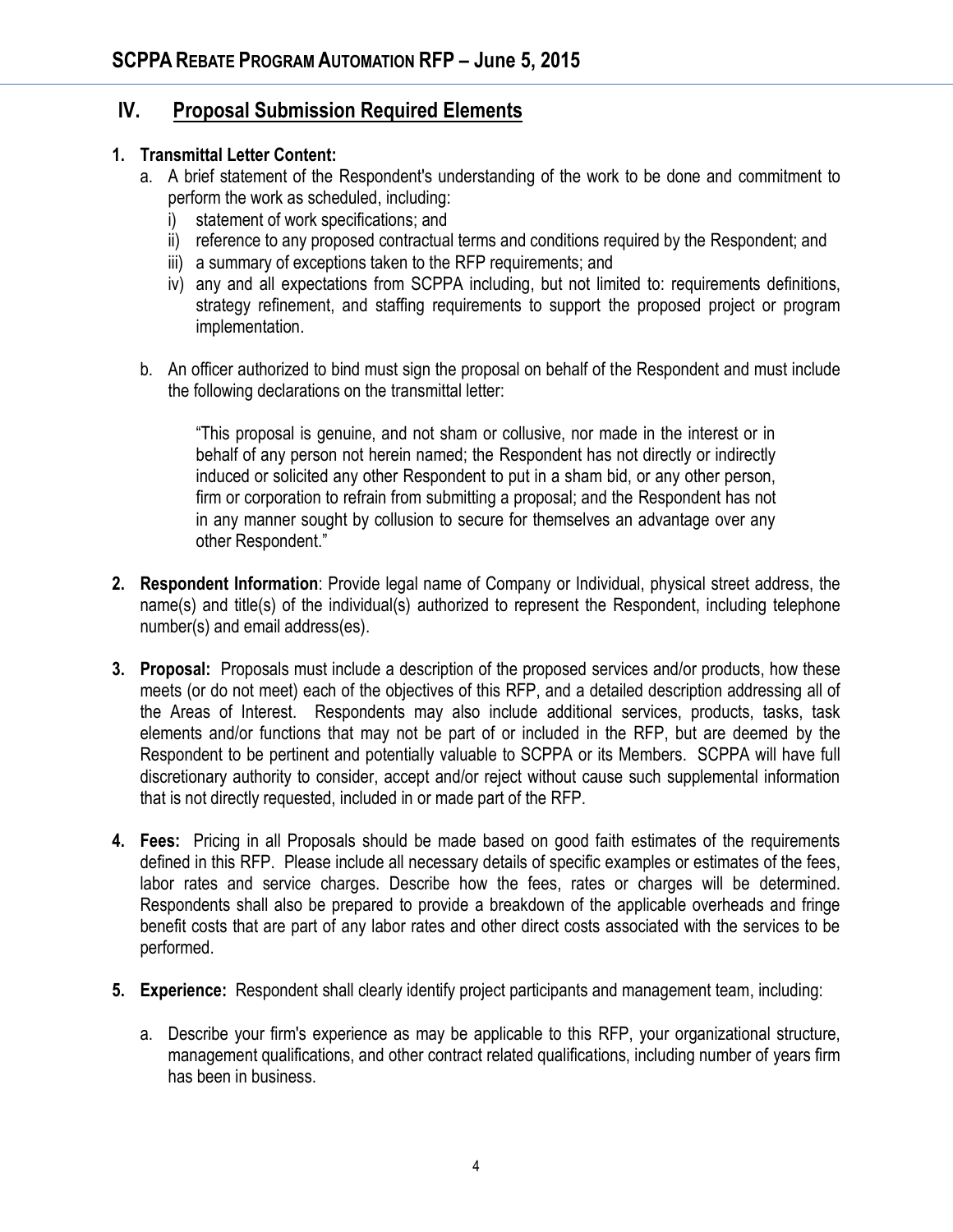## IV. Proposal Submission Required Elements

1. **Transmittal Letter Content:**
   a. A brief statement of the Respondent's understanding of the work to be done and commitment to perform the work as scheduled, including:
      i) statement of work specifications; and
      ii) reference to any proposed contractual terms and conditions required by the Respondent; and
      iii) a summary of exceptions taken to the RFP requirements; and
      iv) any and all expectations from SCPPA including, but not limited to: requirements definitions, strategy refinement, and staffing requirements to support the proposed project or program implementation.

   b. An officer authorized to bind must sign the proposal on behalf of the Respondent and must include the following declarations on the transmittal letter:

      > "This proposal is genuine, and not sham or collusive, nor made in the interest or in behalf of any person not herein named; the Respondent has not directly or indirectly induced or solicited any other Respondent to put in a sham bid, or any other person, firm or corporation to refrain from submitting a proposal; and the Respondent has not in any manner sought by collusion to secure for themselves an advantage over any other Respondent."

2. **Respondent Information**: Provide legal name of Company or Individual, physical street address, the name(s) and title(s) of the individual(s) authorized to represent the Respondent, including telephone number(s) and email address(es).

3. **Proposal:** Proposals must include a description of the proposed services and/or products, how these meets (or do not meet) each of the objectives of this RFP, and a detailed description addressing all of the Areas of Interest. Respondents may also include additional services, products, tasks, task elements and/or functions that may not be part of or included in the RFP, but are deemed by the Respondent to be pertinent and potentially valuable to SCPPA or its Members. SCPPA will have full discretionary authority to consider, accept and/or reject without cause such supplemental information that is not directly requested, included in or made part of the RFP.

4. **Fees:** Pricing in all Proposals should be made based on good faith estimates of the requirements defined in this RFP. Please include all necessary details of specific examples or estimates of the fees, labor rates and service charges. Describe how the fees, rates or charges will be determined. Respondents shall also be prepared to provide a breakdown of the applicable overheads and fringe benefit costs that are part of any labor rates and other direct costs associated with the services to be performed.

5. **Experience:** Respondent shall clearly identify project participants and management team, including:

   a. Describe your firm's experience as may be applicable to this RFP, your organizational structure, management qualifications, and other contract related qualifications, including number of years firm has been in business.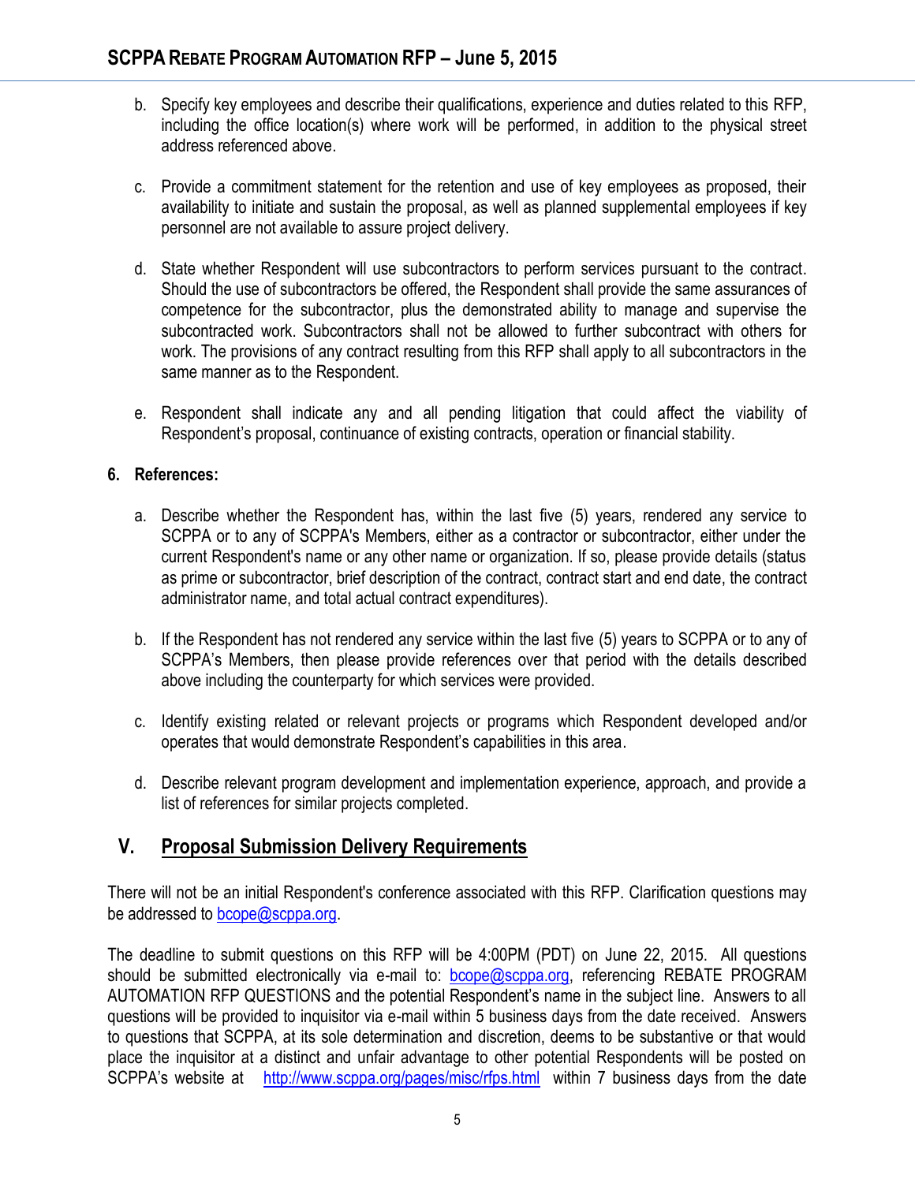b. Specify key employees and describe their qualifications, experience and duties related to this RFP, including the office location(s) where work will be performed, in addition to the physical street address referenced above.

c. Provide a commitment statement for the retention and use of key employees as proposed, their availability to initiate and sustain the proposal, as well as planned supplemental employees if key personnel are not available to assure project delivery.

d. State whether Respondent will use subcontractors to perform services pursuant to the contract. Should the use of subcontractors be offered, the Respondent shall provide the same assurances of competence for the subcontractor, plus the demonstrated ability to manage and supervise the subcontracted work. Subcontractors shall not be allowed to further subcontract with others for work. The provisions of any contract resulting from this RFP shall apply to all subcontractors in the same manner as to the Respondent.

e. Respondent shall indicate any and all pending litigation that could affect the viability of Respondent's proposal, continuance of existing contracts, operation or financial stability.

**6. References:**

a. Describe whether the Respondent has, within the last five (5) years, rendered any service to SCPPA or to any of SCPPA's Members, either as a contractor or subcontractor, either under the current Respondent's name or any other name or organization. If so, please provide details (status as prime or subcontractor, brief description of the contract, contract start and end date, the contract administrator name, and total actual contract expenditures).

b. If the Respondent has not rendered any service within the last five (5) years to SCPPA or to any of SCPPA's Members, then please provide references over that period with the details described above including the counterparty for which services were provided.

c. Identify existing related or relevant projects or programs which Respondent developed and/or operates that would demonstrate Respondent's capabilities in this area.

d. Describe relevant program development and implementation experience, approach, and provide a list of references for similar projects completed.

## V. Proposal Submission Delivery Requirements

There will not be an initial Respondent's conference associated with this RFP. Clarification questions may be addressed to bcope@scppa.org.

The deadline to submit questions on this RFP will be 4:00PM (PDT) on June 22, 2015. All questions should be submitted electronically via e-mail to: bcope@scppa.org, referencing REBATE PROGRAM AUTOMATION RFP QUESTIONS and the potential Respondent's name in the subject line. Answers to all questions will be provided to inquisitor via e-mail within 5 business days from the date received. Answers to questions that SCPPA, at its sole determination and discretion, deems to be substantive or that would place the inquisitor at a distinct and unfair advantage to other potential Respondents will be posted on SCPPA's website at http://www.scppa.org/pages/misc/rfps.html within 7 business days from the date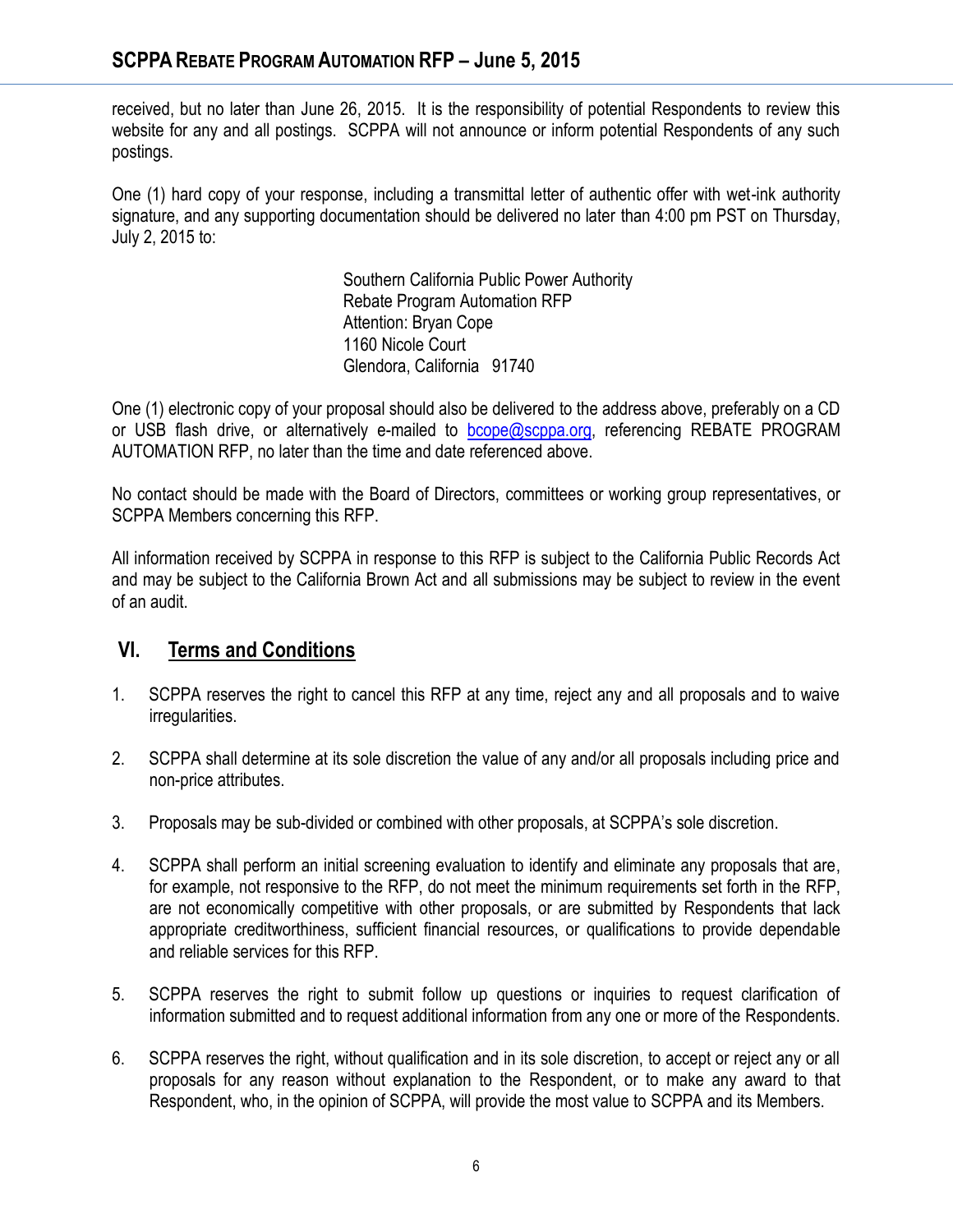received, but no later than June 26, 2015. It is the responsibility of potential Respondents to review this website for any and all postings. SCPPA will not announce or inform potential Respondents of any such postings.

One (1) hard copy of your response, including a transmittal letter of authentic offer with wet-ink authority signature, and any supporting documentation should be delivered no later than 4:00 pm PST on Thursday, July 2, 2015 to:

Southern California Public Power Authority
Rebate Program Automation RFP
Attention: Bryan Cope
1160 Nicole Court
Glendora, California 91740

One (1) electronic copy of your proposal should also be delivered to the address above, preferably on a CD or USB flash drive, or alternatively e-mailed to bcope@scppa.org, referencing REBATE PROGRAM AUTOMATION RFP, no later than the time and date referenced above.

No contact should be made with the Board of Directors, committees or working group representatives, or SCPPA Members concerning this RFP.

All information received by SCPPA in response to this RFP is subject to the California Public Records Act and may be subject to the California Brown Act and all submissions may be subject to review in the event of an audit.

## VI. Terms and Conditions

1. SCPPA reserves the right to cancel this RFP at any time, reject any and all proposals and to waive irregularities.

2. SCPPA shall determine at its sole discretion the value of any and/or all proposals including price and non-price attributes.

3. Proposals may be sub-divided or combined with other proposals, at SCPPA's sole discretion.

4. SCPPA shall perform an initial screening evaluation to identify and eliminate any proposals that are, for example, not responsive to the RFP, do not meet the minimum requirements set forth in the RFP, are not economically competitive with other proposals, or are submitted by Respondents that lack appropriate creditworthiness, sufficient financial resources, or qualifications to provide dependable and reliable services for this RFP.

5. SCPPA reserves the right to submit follow up questions or inquiries to request clarification of information submitted and to request additional information from any one or more of the Respondents.

6. SCPPA reserves the right, without qualification and in its sole discretion, to accept or reject any or all proposals for any reason without explanation to the Respondent, or to make any award to that Respondent, who, in the opinion of SCPPA, will provide the most value to SCPPA and its Members.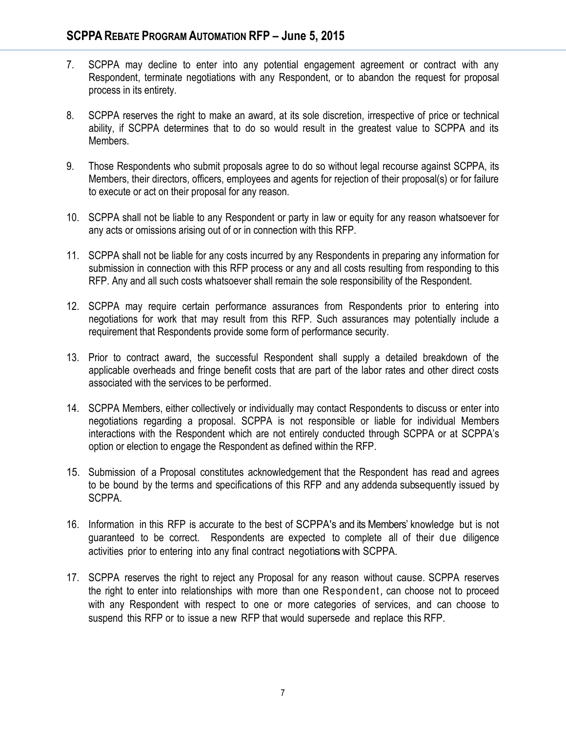7. SCPPA may decline to enter into any potential engagement agreement or contract with any Respondent, terminate negotiations with any Respondent, or to abandon the request for proposal process in its entirety.

8. SCPPA reserves the right to make an award, at its sole discretion, irrespective of price or technical ability, if SCPPA determines that to do so would result in the greatest value to SCPPA and its Members.

9. Those Respondents who submit proposals agree to do so without legal recourse against SCPPA, its Members, their directors, officers, employees and agents for rejection of their proposal(s) or for failure to execute or act on their proposal for any reason.

10. SCPPA shall not be liable to any Respondent or party in law or equity for any reason whatsoever for any acts or omissions arising out of or in connection with this RFP.

11. SCPPA shall not be liable for any costs incurred by any Respondents in preparing any information for submission in connection with this RFP process or any and all costs resulting from responding to this RFP. Any and all such costs whatsoever shall remain the sole responsibility of the Respondent.

12. SCPPA may require certain performance assurances from Respondents prior to entering into negotiations for work that may result from this RFP. Such assurances may potentially include a requirement that Respondents provide some form of performance security.

13. Prior to contract award, the successful Respondent shall supply a detailed breakdown of the applicable overheads and fringe benefit costs that are part of the labor rates and other direct costs associated with the services to be performed.

14. SCPPA Members, either collectively or individually may contact Respondents to discuss or enter into negotiations regarding a proposal. SCPPA is not responsible or liable for individual Members interactions with the Respondent which are not entirely conducted through SCPPA or at SCPPA's option or election to engage the Respondent as defined within the RFP.

15. Submission of a Proposal constitutes acknowledgement that the Respondent has read and agrees to be bound by the terms and specifications of this RFP and any addenda subsequently issued by SCPPA.

16. Information in this RFP is accurate to the best of SCPPA's and its Members' knowledge but is not guaranteed to be correct. Respondents are expected to complete all of their due diligence activities prior to entering into any final contract negotiations with SCPPA.

17. SCPPA reserves the right to reject any Proposal for any reason without cause. SCPPA reserves the right to enter into relationships with more than one Respondent, can choose not to proceed with any Respondent with respect to one or more categories of services, and can choose to suspend this RFP or to issue a new RFP that would supersede and replace this RFP.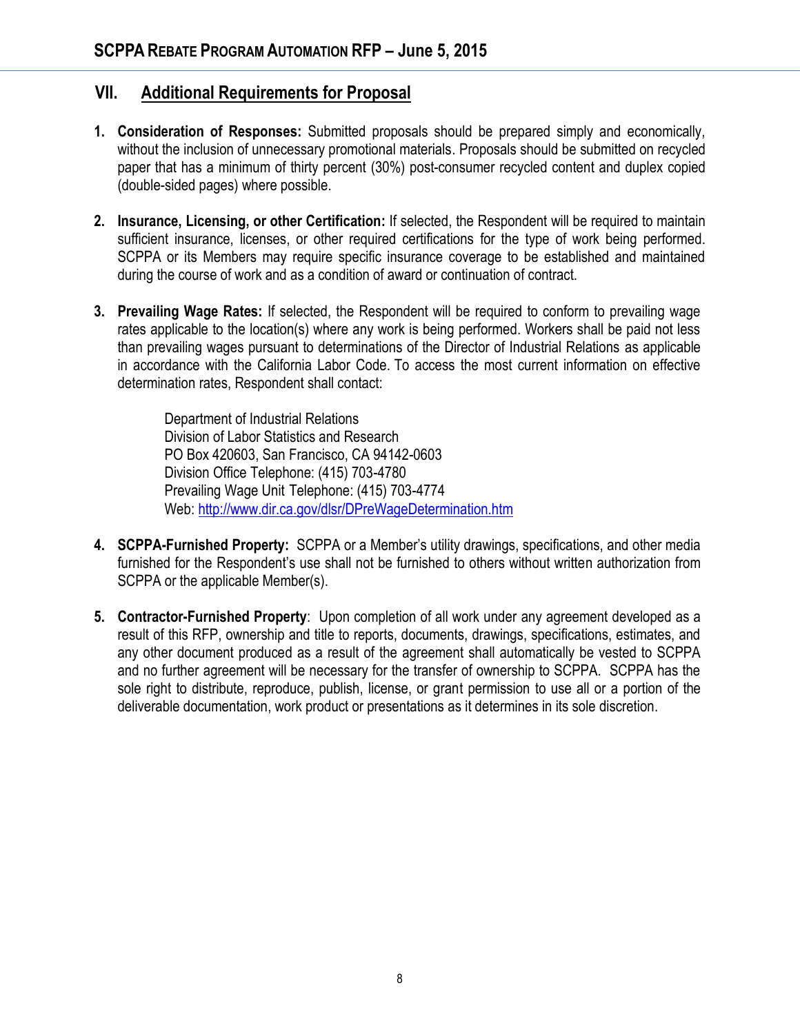## VII. Additional Requirements for Proposal

1. **Consideration of Responses:** Submitted proposals should be prepared simply and economically, without the inclusion of unnecessary promotional materials. Proposals should be submitted on recycled paper that has a minimum of thirty percent (30%) post-consumer recycled content and duplex copied (double-sided pages) where possible.

2. **Insurance, Licensing, or other Certification:** If selected, the Respondent will be required to maintain sufficient insurance, licenses, or other required certifications for the type of work being performed. SCPPA or its Members may require specific insurance coverage to be established and maintained during the course of work and as a condition of award or continuation of contract.

3. **Prevailing Wage Rates:** If selected, the Respondent will be required to conform to prevailing wage rates applicable to the location(s) where any work is being performed. Workers shall be paid not less than prevailing wages pursuant to determinations of the Director of Industrial Relations as applicable in accordance with the California Labor Code. To access the most current information on effective determination rates, Respondent shall contact:

   Department of Industrial Relations
   Division of Labor Statistics and Research
   PO Box 420603, San Francisco, CA 94142-0603
   Division Office Telephone: (415) 703-4780
   Prevailing Wage Unit Telephone: (415) 703-4774
   Web: http://www.dir.ca.gov/dlsr/DPreWageDetermination.htm

4. **SCPPA-Furnished Property:** SCPPA or a Member's utility drawings, specifications, and other media furnished for the Respondent's use shall not be furnished to others without written authorization from SCPPA or the applicable Member(s).

5. **Contractor-Furnished Property**: Upon completion of all work under any agreement developed as a result of this RFP, ownership and title to reports, documents, drawings, specifications, estimates, and any other document produced as a result of the agreement shall automatically be vested to SCPPA and no further agreement will be necessary for the transfer of ownership to SCPPA. SCPPA has the sole right to distribute, reproduce, publish, license, or grant permission to use all or a portion of the deliverable documentation, work product or presentations as it determines in its sole discretion.